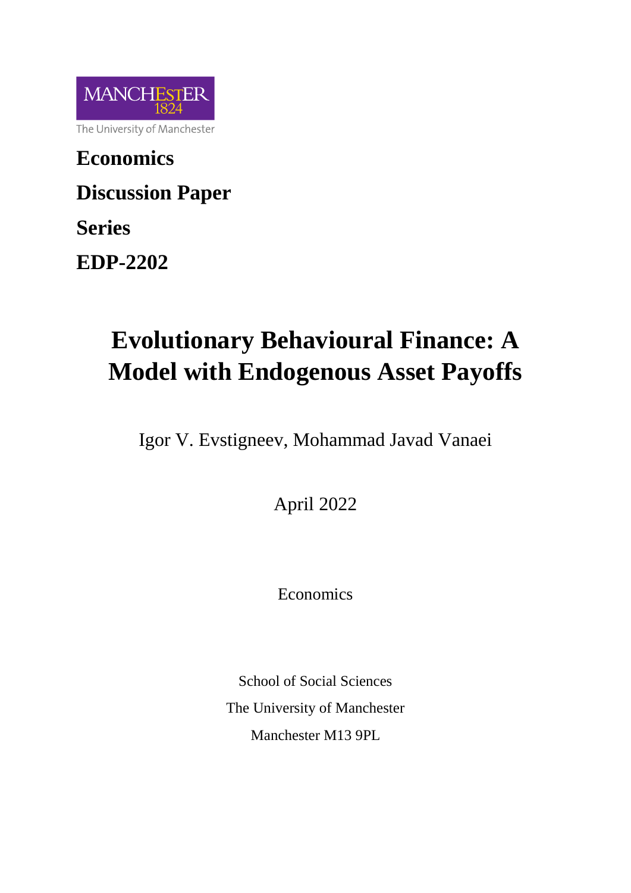MANCHESTER 1824

The University of Manchester

**Economics**

**Discussion Paper**

**Series**

**EDP-2202**

# Evolutionary Behavioural Finance: A Model with Endogenous Asset Payoffs

Igor V. Evstigneev, Mohammad Javad Vanaei

April 2022

Economics

School of Social Sciences
The University of Manchester
Manchester M13 9PL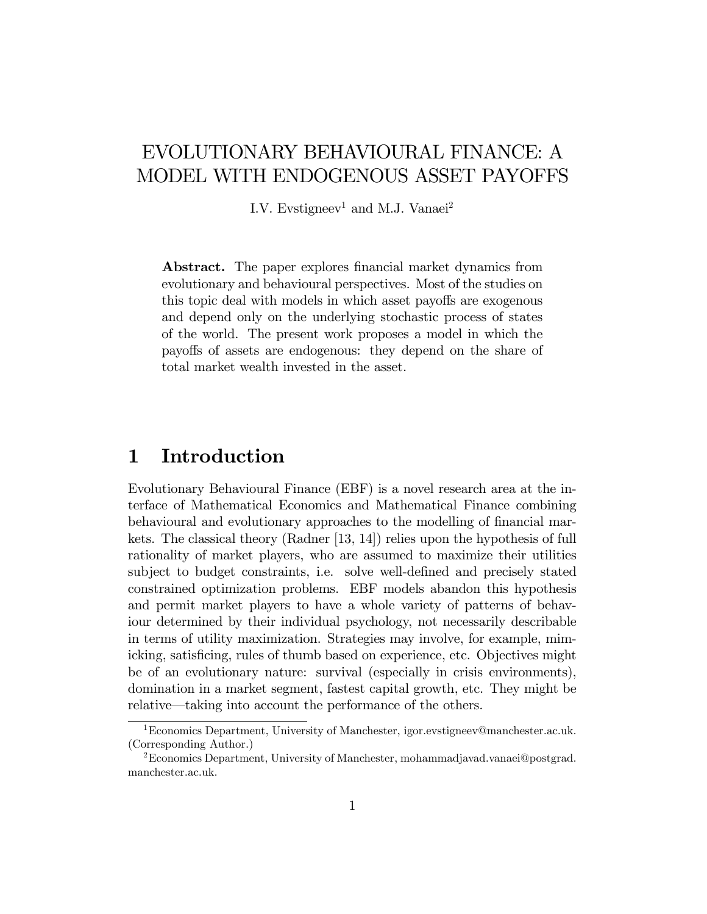# EVOLUTIONARY BEHAVIOURAL FINANCE: A MODEL WITH ENDOGENOUS ASSET PAYOFFS

I.V. Evstigneev[1] and M.J. Vanaei[2]

**Abstract.** The paper explores financial market dynamics from evolutionary and behavioural perspectives. Most of the studies on this topic deal with models in which asset payoffs are exogenous and depend only on the underlying stochastic process of states of the world. The present work proposes a model in which the payoffs of assets are endogenous: they depend on the share of total market wealth invested in the asset.

## 1 Introduction

Evolutionary Behavioural Finance (EBF) is a novel research area at the interface of Mathematical Economics and Mathematical Finance combining behavioural and evolutionary approaches to the modelling of financial markets. The classical theory (Radner [13, 14]) relies upon the hypothesis of full rationality of market players, who are assumed to maximize their utilities subject to budget constraints, i.e. solve well-defined and precisely stated constrained optimization problems. EBF models abandon this hypothesis and permit market players to have a whole variety of patterns of behaviour determined by their individual psychology, not necessarily describable in terms of utility maximization. Strategies may involve, for example, mimicking, satisficing, rules of thumb based on experience, etc. Objectives might be of an evolutionary nature: survival (especially in crisis environments), domination in a market segment, fastest capital growth, etc. They might be relative—taking into account the performance of the others.

[1]Economics Department, University of Manchester, igor.evstigneev@manchester.ac.uk. (Corresponding Author.)

[2]Economics Department, University of Manchester, mohammadjavad.vanaei@postgrad.manchester.ac.uk.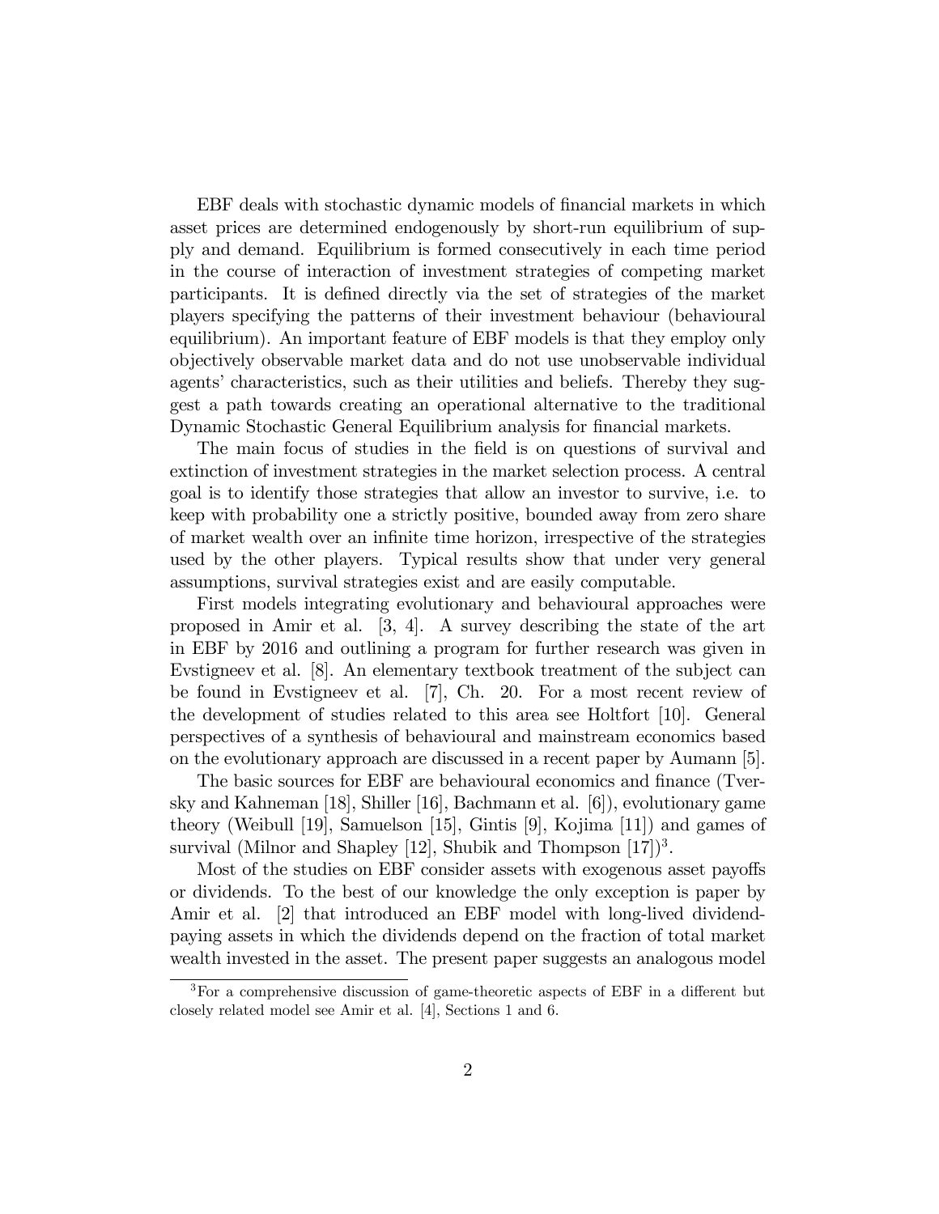EBF deals with stochastic dynamic models of financial markets in which asset prices are determined endogenously by short-run equilibrium of supply and demand. Equilibrium is formed consecutively in each time period in the course of interaction of investment strategies of competing market participants. It is defined directly via the set of strategies of the market players specifying the patterns of their investment behaviour (behavioural equilibrium). An important feature of EBF models is that they employ only objectively observable market data and do not use unobservable individual agents' characteristics, such as their utilities and beliefs. Thereby they suggest a path towards creating an operational alternative to the traditional Dynamic Stochastic General Equilibrium analysis for financial markets.

The main focus of studies in the field is on questions of survival and extinction of investment strategies in the market selection process. A central goal is to identify those strategies that allow an investor to survive, i.e. to keep with probability one a strictly positive, bounded away from zero share of market wealth over an infinite time horizon, irrespective of the strategies used by the other players. Typical results show that under very general assumptions, survival strategies exist and are easily computable.

First models integrating evolutionary and behavioural approaches were proposed in Amir et al. [3, 4]. A survey describing the state of the art in EBF by 2016 and outlining a program for further research was given in Evstigneev et al. [8]. An elementary textbook treatment of the subject can be found in Evstigneev et al. [7], Ch. 20. For a most recent review of the development of studies related to this area see Holtfort [10]. General perspectives of a synthesis of behavioural and mainstream economics based on the evolutionary approach are discussed in a recent paper by Aumann [5].

The basic sources for EBF are behavioural economics and finance (Tversky and Kahneman [18], Shiller [16], Bachmann et al. [6]), evolutionary game theory (Weibull [19], Samuelson [15], Gintis [9], Kojima [11]) and games of survival (Milnor and Shapley [12], Shubik and Thompson [17])[3].

Most of the studies on EBF consider assets with exogenous asset payoffs or dividends. To the best of our knowledge the only exception is paper by Amir et al. [2] that introduced an EBF model with long-lived dividend-paying assets in which the dividends depend on the fraction of total market wealth invested in the asset. The present paper suggests an analogous model

[3] For a comprehensive discussion of game-theoretic aspects of EBF in a different but closely related model see Amir et al. [4], Sections 1 and 6.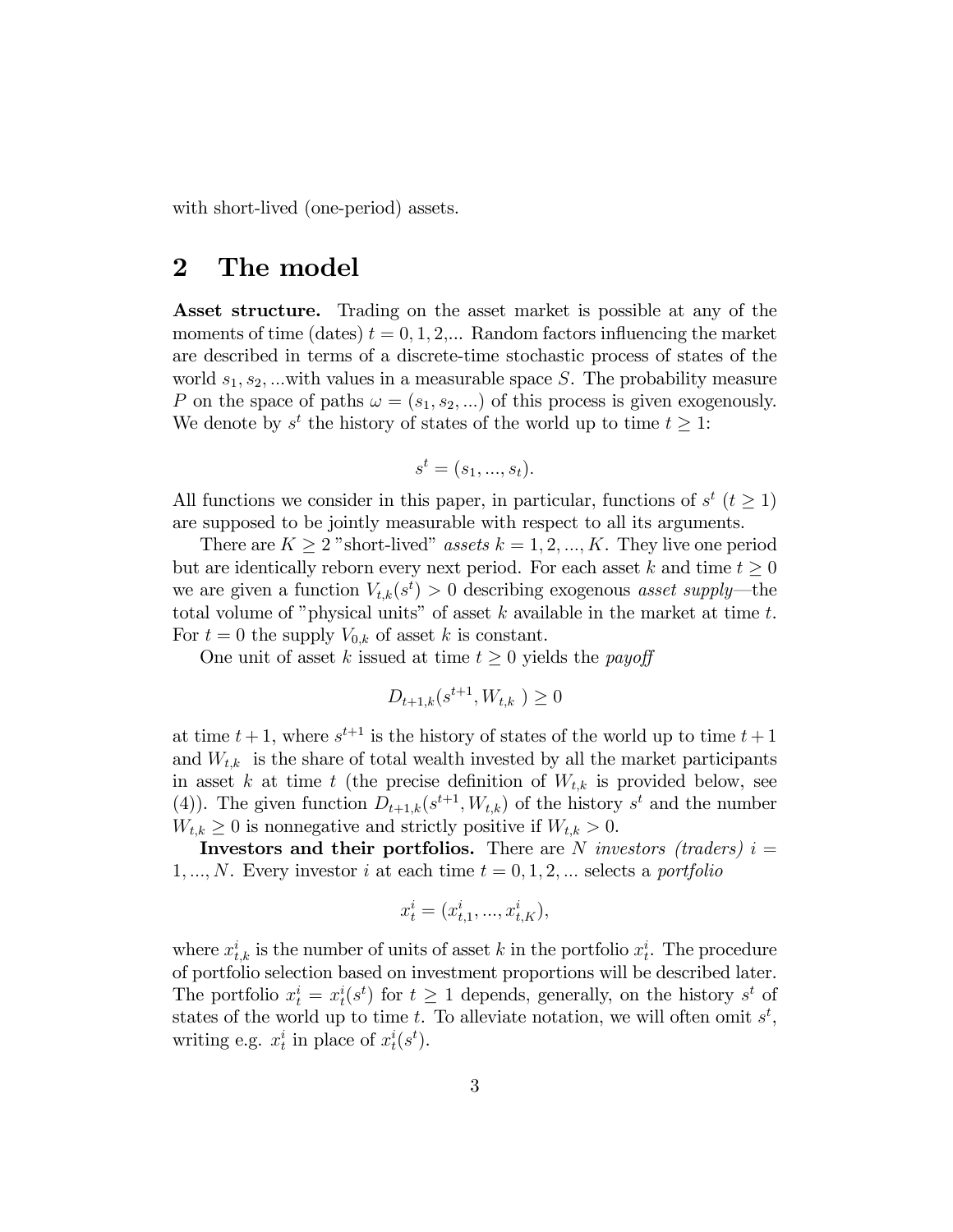with short-lived (one-period) assets.

## 2 The model

**Asset structure.** Trading on the asset market is possible at any of the moments of time (dates) $t = 0, 1, 2,...$ Random factors influencing the market are described in terms of a discrete-time stochastic process of states of the world $s_1, s_2, ...$with values in a measurable space $S$. The probability measure $P$ on the space of paths $\omega = (s_1, s_2, ...)$ of this process is given exogenously. We denote by $s^t$ the history of states of the world up to time $t \geq 1$:

$$s^t = (s_1, ..., s_t).$$

All functions we consider in this paper, in particular, functions of $s^t$ ($t \geq 1$) are supposed to be jointly measurable with respect to all its arguments.

There are $K \geq 2$ "short-lived" *assets* $k = 1, 2, ..., K$. They live one period but are identically reborn every next period. For each asset $k$ and time $t \geq 0$ we are given a function $V_{t,k}(s^t) > 0$ describing exogenous *asset supply*—the total volume of "physical units" of asset $k$ available in the market at time $t$. For $t = 0$ the supply $V_{0,k}$ of asset $k$ is constant.

One unit of asset $k$ issued at time $t \geq 0$ yields the *payoff*

$$D_{t+1,k}(s^{t+1}, W_{t,k}) \geq 0$$

at time $t+1$, where $s^{t+1}$ is the history of states of the world up to time $t+1$ and $W_{t,k}$ is the share of total wealth invested by all the market participants in asset $k$ at time $t$ (the precise definition of $W_{t,k}$ is provided below, see (4)). The given function $D_{t+1,k}(s^{t+1}, W_{t,k})$ of the history $s^t$ and the number $W_{t,k} \geq 0$ is nonnegative and strictly positive if $W_{t,k} > 0$.

**Investors and their portfolios.** There are $N$ *investors (traders)* $i = 1, ..., N$. Every investor $i$ at each time $t = 0, 1, 2, ...$ selects a *portfolio*

$$x_t^i = (x_{t,1}^i, ..., x_{t,K}^i),$$

where $x_{t,k}^i$ is the number of units of asset $k$ in the portfolio $x_t^i$. The procedure of portfolio selection based on investment proportions will be described later. The portfolio $x_t^i = x_t^i(s^t)$ for $t \geq 1$ depends, generally, on the history $s^t$ of states of the world up to time $t$. To alleviate notation, we will often omit $s^t$, writing e.g. $x_t^i$ in place of $x_t^i(s^t)$.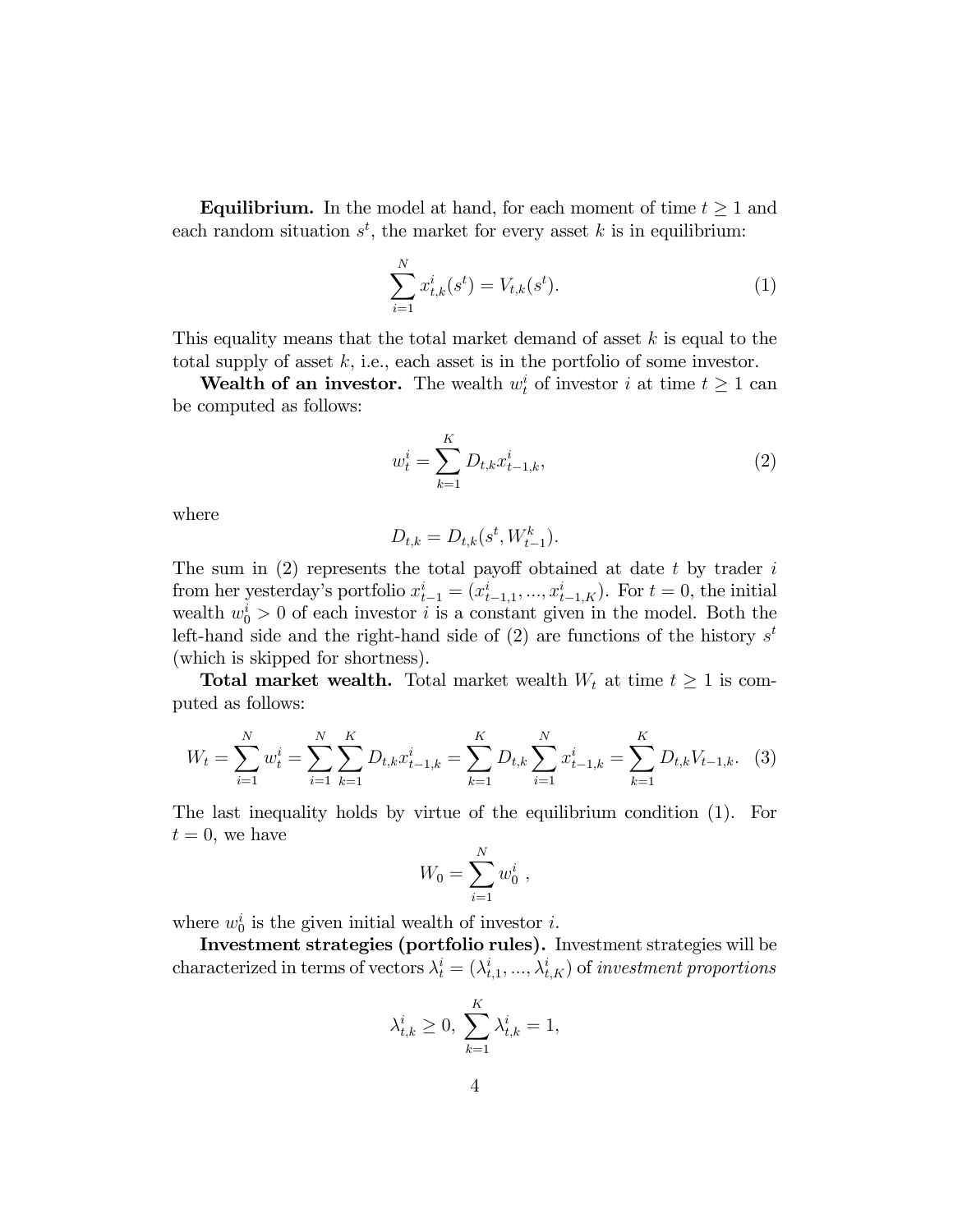**Equilibrium.** In the model at hand, for each moment of time $t \geq 1$ and each random situation $s^t$, the market for every asset $k$ is in equilibrium:

$$\sum_{i=1}^{N} x_{t,k}^i(s^t) = V_{t,k}(s^t). \tag{1}$$

This equality means that the total market demand of asset $k$ is equal to the total supply of asset $k$, i.e., each asset is in the portfolio of some investor.

**Wealth of an investor.** The wealth $w_t^i$ of investor $i$ at time $t \geq 1$ can be computed as follows:

$$w_t^i = \sum_{k=1}^{K} D_{t,k} x_{t-1,k}^i, \tag{2}$$

where

$$D_{t,k} = D_{t,k}(s^t, W_{t-1}^k).$$

The sum in (2) represents the total payoff obtained at date $t$ by trader $i$ from her yesterday's portfolio $x_{t-1}^i = (x_{t-1,1}^i, ..., x_{t-1,K}^i)$. For $t = 0$, the initial wealth $w_0^i > 0$ of each investor $i$ is a constant given in the model. Both the left-hand side and the right-hand side of (2) are functions of the history $s^t$ (which is skipped for shortness).

**Total market wealth.** Total market wealth $W_t$ at time $t \geq 1$ is computed as follows:

$$W_t = \sum_{i=1}^{N} w_t^i = \sum_{i=1}^{N} \sum_{k=1}^{K} D_{t,k} x_{t-1,k}^i = \sum_{k=1}^{K} D_{t,k} \sum_{i=1}^{N} x_{t-1,k}^i = \sum_{k=1}^{K} D_{t,k} V_{t-1,k}. \tag{3}$$

The last inequality holds by virtue of the equilibrium condition (1). For $t = 0$, we have

$$W_0 = \sum_{i=1}^{N} w_0^i \ ,$$

where $w_0^i$ is the given initial wealth of investor $i$.

**Investment strategies (portfolio rules).** Investment strategies will be characterized in terms of vectors $\lambda_t^i = (\lambda_{t,1}^i, ..., \lambda_{t,K}^i)$ of *investment proportions*

$$\lambda_{t,k}^i \geq 0, \ \sum_{k=1}^{K} \lambda_{t,k}^i = 1,$$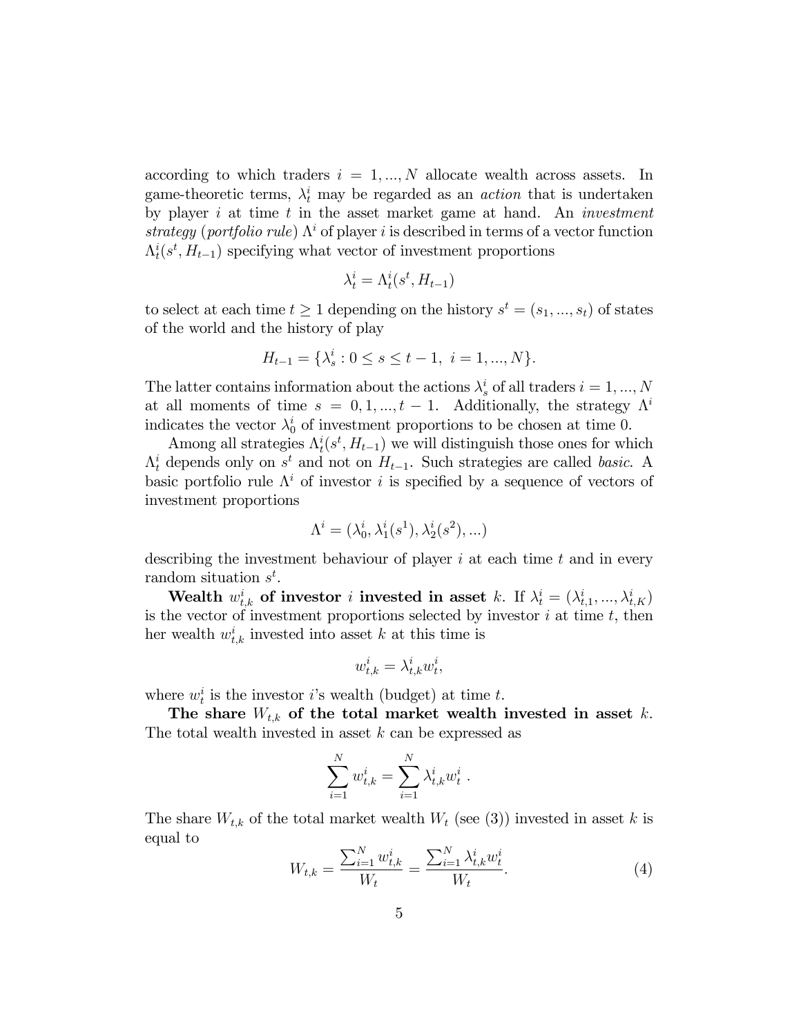according to which traders $i = 1, ..., N$ allocate wealth across assets. In game-theoretic terms, $\lambda_t^i$ may be regarded as an *action* that is undertaken by player $i$ at time $t$ in the asset market game at hand. An *investment strategy* (*portfolio rule*) $\Lambda^i$ of player $i$ is described in terms of a vector function $\Lambda_t^i(s^t, H_{t-1})$ specifying what vector of investment proportions

$$\lambda_t^i = \Lambda_t^i(s^t, H_{t-1})$$

to select at each time $t \geq 1$ depending on the history $s^t = (s_1, ..., s_t)$ of states of the world and the history of play

$$H_{t-1} = \{\lambda_s^i : 0 \leq s \leq t-1,\ i = 1, ..., N\}.$$

The latter contains information about the actions $\lambda_s^i$ of all traders $i = 1, ..., N$ at all moments of time $s = 0, 1, ..., t-1$. Additionally, the strategy $\Lambda^i$ indicates the vector $\lambda_0^i$ of investment proportions to be chosen at time 0.

Among all strategies $\Lambda_t^i(s^t, H_{t-1})$ we will distinguish those ones for which $\Lambda_t^i$ depends only on $s^t$ and not on $H_{t-1}$. Such strategies are called *basic*. A basic portfolio rule $\Lambda^i$ of investor $i$ is specified by a sequence of vectors of investment proportions

$$\Lambda^i = (\lambda_0^i, \lambda_1^i(s^1), \lambda_2^i(s^2), ...)$$

describing the investment behaviour of player $i$ at each time $t$ and in every random situation $s^t$.

**Wealth $w_{t,k}^i$ of investor $i$ invested in asset $k$.** If $\lambda_t^i = (\lambda_{t,1}^i, ..., \lambda_{t,K}^i)$ is the vector of investment proportions selected by investor $i$ at time $t$, then her wealth $w_{t,k}^i$ invested into asset $k$ at this time is

$$w_{t,k}^i = \lambda_{t,k}^i w_t^i,$$

where $w_t^i$ is the investor $i$'s wealth (budget) at time $t$.

**The share $W_{t,k}$ of the total market wealth invested in asset $k$.** The total wealth invested in asset $k$ can be expressed as

$$\sum_{i=1}^{N} w_{t,k}^i = \sum_{i=1}^{N} \lambda_{t,k}^i w_t^i\ .$$

The share $W_{t,k}$ of the total market wealth $W_t$ (see (3)) invested in asset $k$ is equal to

$$W_{t,k} = \frac{\sum_{i=1}^{N} w_{t,k}^i}{W_t} = \frac{\sum_{i=1}^{N} \lambda_{t,k}^i w_t^i}{W_t}. \tag{4}$$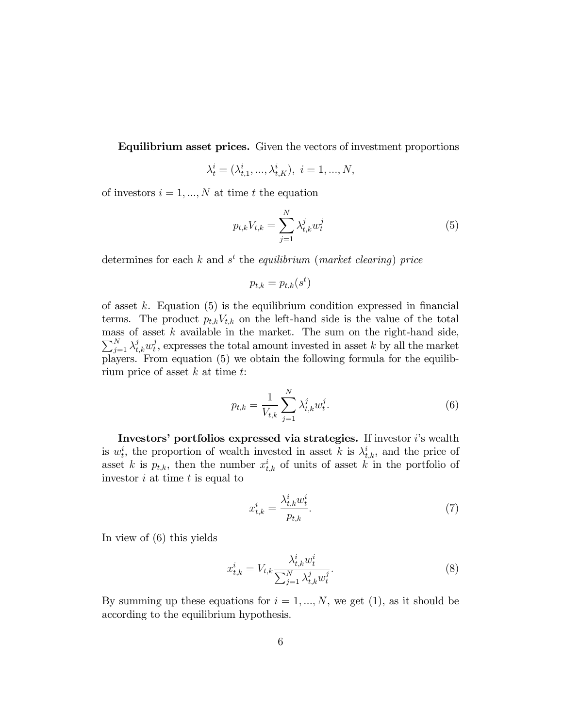**Equilibrium asset prices.** Given the vectors of investment proportions

$$\lambda_t^i = (\lambda_{t,1}^i, ..., \lambda_{t,K}^i), \; i = 1, ..., N,$$

of investors $i = 1, ..., N$ at time $t$ the equation

$$p_{t,k} V_{t,k} = \sum_{j=1}^{N} \lambda_{t,k}^j w_t^j \tag{5}$$

determines for each $k$ and $s^t$ the *equilibrium* (*market clearing*) *price*

$$p_{t,k} = p_{t,k}(s^t)$$

of asset $k$. Equation (5) is the equilibrium condition expressed in financial terms. The product $p_{t,k} V_{t,k}$ on the left-hand side is the value of the total mass of asset $k$ available in the market. The sum on the right-hand side, $\sum_{j=1}^{N} \lambda_{t,k}^j w_t^j$, expresses the total amount invested in asset $k$ by all the market players. From equation (5) we obtain the following formula for the equilibrium price of asset $k$ at time $t$:

$$p_{t,k} = \frac{1}{V_{t,k}} \sum_{j=1}^{N} \lambda_{t,k}^j w_t^j. \tag{6}$$

**Investors' portfolios expressed via strategies.** If investor $i$'s wealth is $w_t^i$, the proportion of wealth invested in asset $k$ is $\lambda_{t,k}^i$, and the price of asset $k$ is $p_{t,k}$, then the number $x_{t,k}^i$ of units of asset $k$ in the portfolio of investor $i$ at time $t$ is equal to

$$x_{t,k}^i = \frac{\lambda_{t,k}^i w_t^i}{p_{t,k}}. \tag{7}$$

In view of (6) this yields

$$x_{t,k}^i = V_{t,k} \frac{\lambda_{t,k}^i w_t^i}{\sum_{j=1}^{N} \lambda_{t,k}^j w_t^j}. \tag{8}$$

By summing up these equations for $i = 1, ..., N$, we get (1), as it should be according to the equilibrium hypothesis.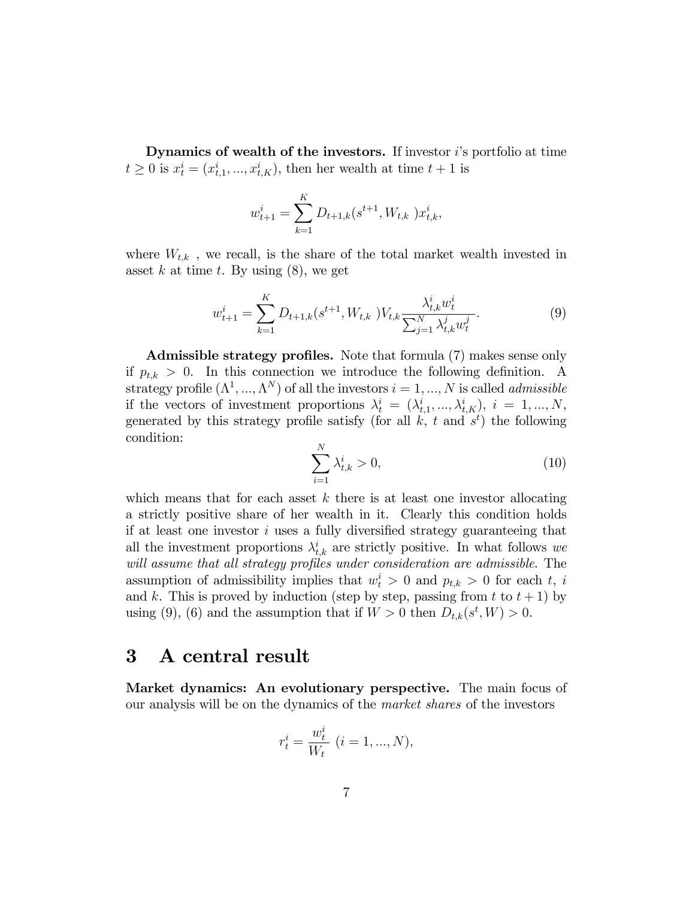**Dynamics of wealth of the investors.** If investor $i$'s portfolio at time $t \geq 0$ is $x_t^i = (x_{t,1}^i, ..., x_{t,K}^i)$, then her wealth at time $t+1$ is

$$w_{t+1}^i = \sum_{k=1}^{K} D_{t+1,k}(s^{t+1}, W_{t,k}\ )x_{t,k}^i,$$

where $W_{t,k}$ , we recall, is the share of the total market wealth invested in asset $k$ at time $t$. By using (8), we get

$$w_{t+1}^i = \sum_{k=1}^{K} D_{t+1,k}(s^{t+1}, W_{t,k}\ )V_{t,k} \frac{\lambda_{t,k}^i w_t^i}{\sum_{j=1}^{N} \lambda_{t,k}^j w_t^j}. \tag{9}$$

**Admissible strategy profiles.** Note that formula (7) makes sense only if $p_{t,k} > 0$. In this connection we introduce the following definition. A strategy profile $(\Lambda^1, ..., \Lambda^N)$ of all the investors $i = 1, ..., N$ is called *admissible* if the vectors of investment proportions $\lambda_t^i = (\lambda_{t,1}^i, ..., \lambda_{t,K}^i)$, $i = 1, ..., N$, generated by this strategy profile satisfy (for all $k$, $t$ and $s^t$) the following condition:

$$\sum_{i=1}^{N} \lambda_{t,k}^i > 0, \tag{10}$$

which means that for each asset $k$ there is at least one investor allocating a strictly positive share of her wealth in it. Clearly this condition holds if at least one investor $i$ uses a fully diversified strategy guaranteeing that all the investment proportions $\lambda_{t,k}^i$ are strictly positive. In what follows *we will assume that all strategy profiles under consideration are admissible*. The assumption of admissibility implies that $w_t^i > 0$ and $p_{t,k} > 0$ for each $t$, $i$ and $k$. This is proved by induction (step by step, passing from $t$ to $t+1$) by using (9), (6) and the assumption that if $W > 0$ then $D_{t,k}(s^t, W) > 0$.

# 3 A central result

**Market dynamics: An evolutionary perspective.** The main focus of our analysis will be on the dynamics of the *market shares* of the investors

$$r_t^i = \frac{w_t^i}{W_t}\ (i = 1, ..., N),$$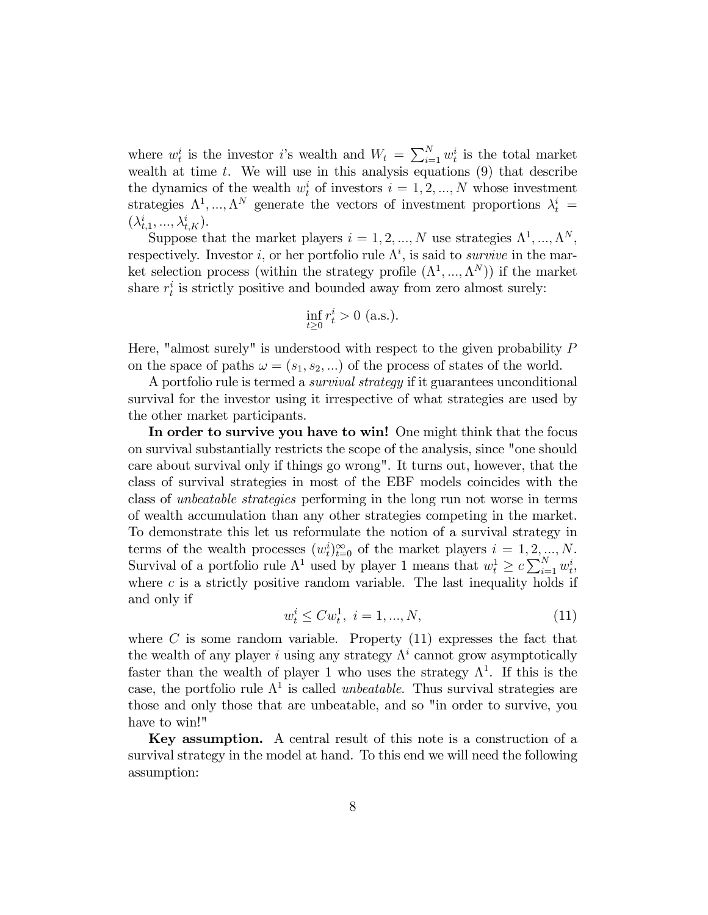where $w_t^i$ is the investor $i$'s wealth and $W_t = \sum_{i=1}^N w_t^i$ is the total market wealth at time $t$. We will use in this analysis equations (9) that describe the dynamics of the wealth $w_t^i$ of investors $i = 1, 2, ..., N$ whose investment strategies $\Lambda^1, ..., \Lambda^N$ generate the vectors of investment proportions $\lambda_t^i = (\lambda_{t,1}^i, ..., \lambda_{t,K}^i)$.

Suppose that the market players $i = 1, 2, ..., N$ use strategies $\Lambda^1, ..., \Lambda^N$, respectively. Investor $i$, or her portfolio rule $\Lambda^i$, is said to *survive* in the market selection process (within the strategy profile $(\Lambda^1, ..., \Lambda^N)$) if the market share $r_t^i$ is strictly positive and bounded away from zero almost surely:

$$\inf_{t \geq 0} r_t^i > 0 \text{ (a.s.)}.$$

Here, "almost surely" is understood with respect to the given probability $P$ on the space of paths $\omega = (s_1, s_2, ...)$ of the process of states of the world.

A portfolio rule is termed a *survival strategy* if it guarantees unconditional survival for the investor using it irrespective of what strategies are used by the other market participants.

**In order to survive you have to win!** One might think that the focus on survival substantially restricts the scope of the analysis, since "one should care about survival only if things go wrong". It turns out, however, that the class of survival strategies in most of the EBF models coincides with the class of *unbeatable strategies* performing in the long run not worse in terms of wealth accumulation than any other strategies competing in the market. To demonstrate this let us reformulate the notion of a survival strategy in terms of the wealth processes $(w_t^i)_{t=0}^\infty$ of the market players $i = 1, 2, ..., N$. Survival of a portfolio rule $\Lambda^1$ used by player 1 means that $w_t^1 \geq c \sum_{i=1}^N w_t^i$, where $c$ is a strictly positive random variable. The last inequality holds if and only if

$$w_t^i \leq C w_t^1, \; i = 1, ..., N, \tag{11}$$

where $C$ is some random variable. Property (11) expresses the fact that the wealth of any player $i$ using any strategy $\Lambda^i$ cannot grow asymptotically faster than the wealth of player 1 who uses the strategy $\Lambda^1$. If this is the case, the portfolio rule $\Lambda^1$ is called *unbeatable*. Thus survival strategies are those and only those that are unbeatable, and so "in order to survive, you have to win!"

**Key assumption.** A central result of this note is a construction of a survival strategy in the model at hand. To this end we will need the following assumption: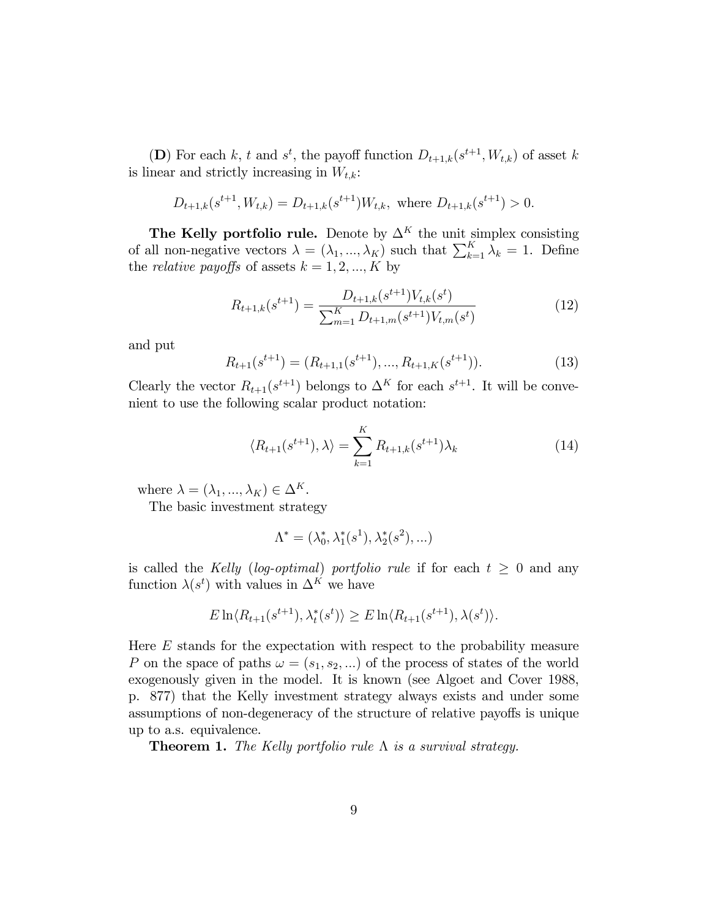(**D**) For each $k$, $t$ and $s^t$, the payoff function $D_{t+1,k}(s^{t+1}, W_{t,k})$ of asset $k$ is linear and strictly increasing in $W_{t,k}$:

$$D_{t+1,k}(s^{t+1}, W_{t,k}) = D_{t+1,k}(s^{t+1})W_{t,k}, \text{ where } D_{t+1,k}(s^{t+1}) > 0.$$

**The Kelly portfolio rule.** Denote by $\Delta^K$ the unit simplex consisting of all non-negative vectors $\lambda = (\lambda_1, ..., \lambda_K)$ such that $\sum_{k=1}^{K} \lambda_k = 1$. Define the *relative payoffs* of assets $k = 1, 2, ..., K$ by

$$R_{t+1,k}(s^{t+1}) = \frac{D_{t+1,k}(s^{t+1})V_{t,k}(s^t)}{\sum_{m=1}^{K} D_{t+1,m}(s^{t+1})V_{t,m}(s^t)} \tag{12}$$

and put

$$R_{t+1}(s^{t+1}) = (R_{t+1,1}(s^{t+1}), ..., R_{t+1,K}(s^{t+1})). \tag{13}$$

Clearly the vector $R_{t+1}(s^{t+1})$ belongs to $\Delta^K$ for each $s^{t+1}$. It will be convenient to use the following scalar product notation:

$$\langle R_{t+1}(s^{t+1}), \lambda \rangle = \sum_{k=1}^{K} R_{t+1,k}(s^{t+1})\lambda_k \tag{14}$$

where $\lambda = (\lambda_1, ..., \lambda_K) \in \Delta^K$.

The basic investment strategy

$$\Lambda^* = (\lambda_0^*, \lambda_1^*(s^1), \lambda_2^*(s^2), ...)$$

is called the *Kelly* (*log-optimal*) *portfolio rule* if for each $t \geq 0$ and any function $\lambda(s^t)$ with values in $\Delta^K$ we have

$$E \ln \langle R_{t+1}(s^{t+1}), \lambda_t^*(s^t) \rangle \geq E \ln \langle R_{t+1}(s^{t+1}), \lambda(s^t) \rangle.$$

Here $E$ stands for the expectation with respect to the probability measure $P$ on the space of paths $\omega = (s_1, s_2, ...)$ of the process of states of the world exogenously given in the model. It is known (see Algoet and Cover 1988, p. 877) that the Kelly investment strategy always exists and under some assumptions of non-degeneracy of the structure of relative payoffs is unique up to a.s. equivalence.

**Theorem 1.** *The Kelly portfolio rule* $\Lambda$ *is a survival strategy.*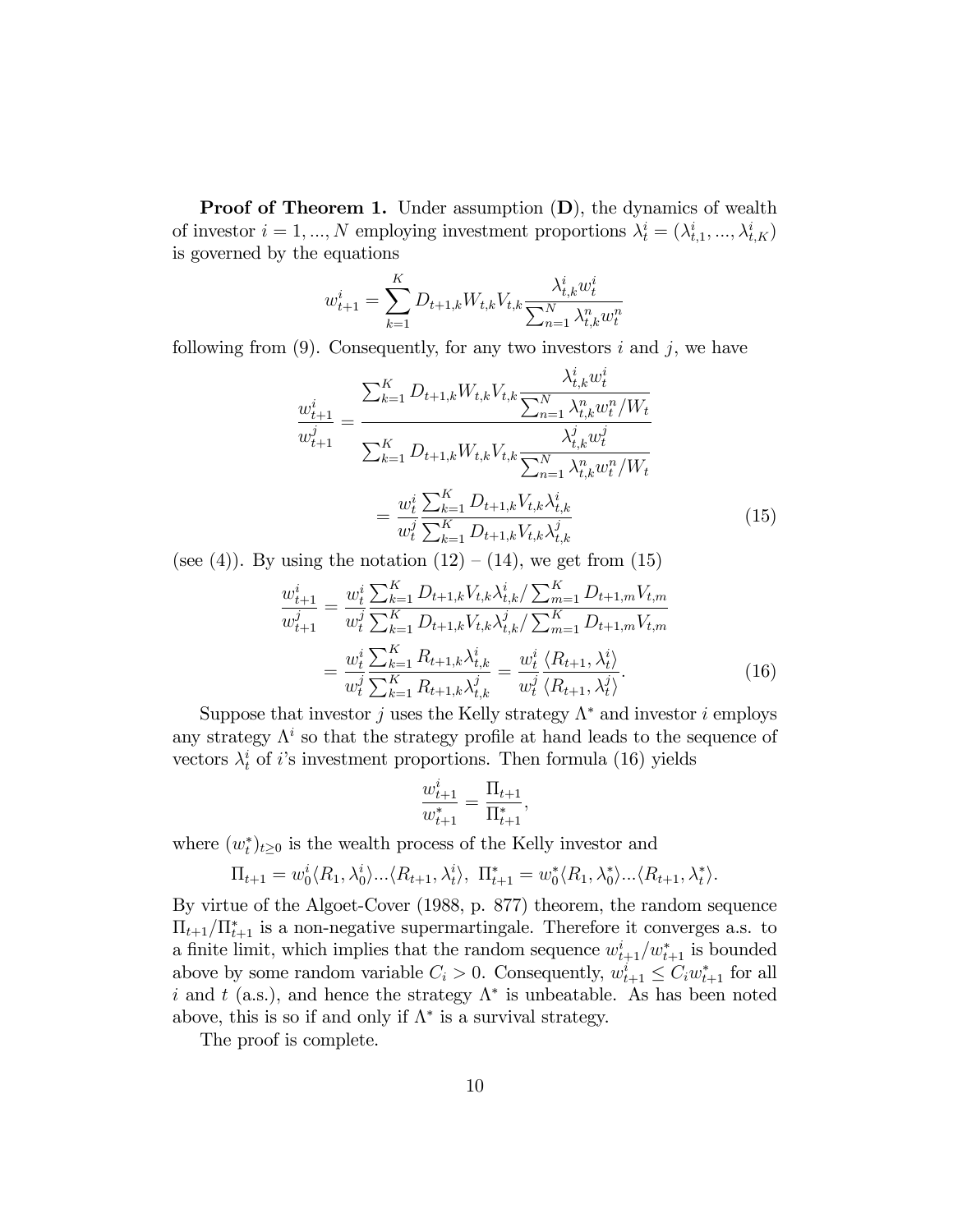**Proof of Theorem 1.** Under assumption (**D**), the dynamics of wealth of investor $i = 1, ..., N$ employing investment proportions $\lambda_t^i = (\lambda_{t,1}^i, ..., \lambda_{t,K}^i)$ is governed by the equations

$$w_{t+1}^i = \sum_{k=1}^K D_{t+1,k} W_{t,k} V_{t,k} \frac{\lambda_{t,k}^i w_t^i}{\sum_{n=1}^N \lambda_{t,k}^n w_t^n}$$

following from (9). Consequently, for any two investors $i$ and $j$, we have

$$\frac{w_{t+1}^i}{w_{t+1}^j} = \frac{\sum_{k=1}^K D_{t+1,k} W_{t,k} V_{t,k} \dfrac{\lambda_{t,k}^i w_t^i}{\sum_{n=1}^N \lambda_{t,k}^n w_t^n / W_t}}{\sum_{k=1}^K D_{t+1,k} W_{t,k} V_{t,k} \dfrac{\lambda_{t,k}^j w_t^j}{\sum_{n=1}^N \lambda_{t,k}^n w_t^n / W_t}}$$

$$= \frac{w_t^i}{w_t^j} \frac{\sum_{k=1}^K D_{t+1,k} V_{t,k} \lambda_{t,k}^i}{\sum_{k=1}^K D_{t+1,k} V_{t,k} \lambda_{t,k}^j} \tag{15}$$

(see (4)). By using the notation (12) – (14), we get from (15)

$$\frac{w_{t+1}^i}{w_{t+1}^j} = \frac{w_t^i}{w_t^j} \frac{\sum_{k=1}^K D_{t+1,k} V_{t,k} \lambda_{t,k}^i / \sum_{m=1}^K D_{t+1,m} V_{t,m}}{\sum_{k=1}^K D_{t+1,k} V_{t,k} \lambda_{t,k}^j / \sum_{m=1}^K D_{t+1,m} V_{t,m}}$$

$$= \frac{w_t^i}{w_t^j} \frac{\sum_{k=1}^K R_{t+1,k} \lambda_{t,k}^i}{\sum_{k=1}^K R_{t+1,k} \lambda_{t,k}^j} = \frac{w_t^i}{w_t^j} \frac{\langle R_{t+1}, \lambda_t^i \rangle}{\langle R_{t+1}, \lambda_t^j \rangle}. \tag{16}$$

Suppose that investor $j$ uses the Kelly strategy $\Lambda^*$ and investor $i$ employs any strategy $\Lambda^i$ so that the strategy profile at hand leads to the sequence of vectors $\lambda_t^i$ of $i$'s investment proportions. Then formula (16) yields

$$\frac{w_{t+1}^i}{w_{t+1}^*} = \frac{\Pi_{t+1}}{\Pi_{t+1}^*},$$

where $(w_t^*)_{t \geq 0}$ is the wealth process of the Kelly investor and

$$\Pi_{t+1} = w_0^i \langle R_1, \lambda_0^i \rangle ... \langle R_{t+1}, \lambda_t^i \rangle, \ \Pi_{t+1}^* = w_0^* \langle R_1, \lambda_0^* \rangle ... \langle R_{t+1}, \lambda_t^* \rangle.$$

By virtue of the Algoet-Cover (1988, p. 877) theorem, the random sequence $\Pi_{t+1}/\Pi_{t+1}^*$ is a non-negative supermartingale. Therefore it converges a.s. to a finite limit, which implies that the random sequence $w_{t+1}^i / w_{t+1}^*$ is bounded above by some random variable $C_i > 0$. Consequently, $w_{t+1}^i \leq C_i w_{t+1}^*$ for all $i$ and $t$ (a.s.), and hence the strategy $\Lambda^*$ is unbeatable. As has been noted above, this is so if and only if $\Lambda^*$ is a survival strategy.

The proof is complete.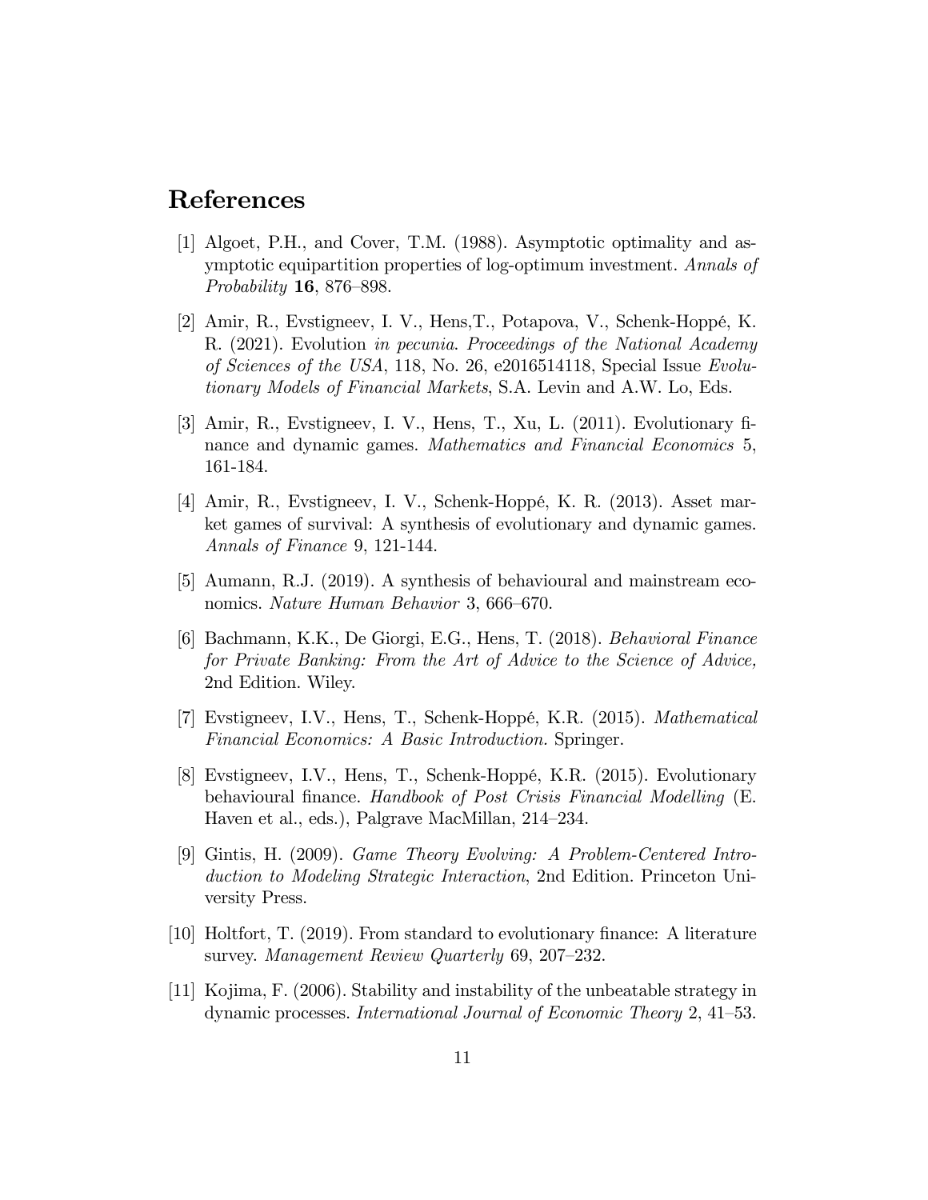# References

[1] Algoet, P.H., and Cover, T.M. (1988). Asymptotic optimality and asymptotic equipartition properties of log-optimum investment. *Annals of Probability* **16**, 876–898.

[2] Amir, R., Evstigneev, I. V., Hens,T., Potapova, V., Schenk-Hoppé, K. R. (2021). Evolution *in pecunia*. *Proceedings of the National Academy of Sciences of the USA*, 118, No. 26, e2016514118, Special Issue *Evolutionary Models of Financial Markets*, S.A. Levin and A.W. Lo, Eds.

[3] Amir, R., Evstigneev, I. V., Hens, T., Xu, L. (2011). Evolutionary finance and dynamic games. *Mathematics and Financial Economics* 5, 161-184.

[4] Amir, R., Evstigneev, I. V., Schenk-Hoppé, K. R. (2013). Asset market games of survival: A synthesis of evolutionary and dynamic games. *Annals of Finance* 9, 121-144.

[5] Aumann, R.J. (2019). A synthesis of behavioural and mainstream economics. *Nature Human Behavior* 3, 666–670.

[6] Bachmann, K.K., De Giorgi, E.G., Hens, T. (2018). *Behavioral Finance for Private Banking: From the Art of Advice to the Science of Advice,* 2nd Edition. Wiley.

[7] Evstigneev, I.V., Hens, T., Schenk-Hoppé, K.R. (2015). *Mathematical Financial Economics: A Basic Introduction.* Springer.

[8] Evstigneev, I.V., Hens, T., Schenk-Hoppé, K.R. (2015). Evolutionary behavioural finance. *Handbook of Post Crisis Financial Modelling* (E. Haven et al., eds.), Palgrave MacMillan, 214–234.

[9] Gintis, H. (2009). *Game Theory Evolving: A Problem-Centered Introduction to Modeling Strategic Interaction*, 2nd Edition. Princeton University Press.

[10] Holtfort, T. (2019). From standard to evolutionary finance: A literature survey. *Management Review Quarterly* 69, 207–232.

[11] Kojima, F. (2006). Stability and instability of the unbeatable strategy in dynamic processes. *International Journal of Economic Theory* 2, 41–53.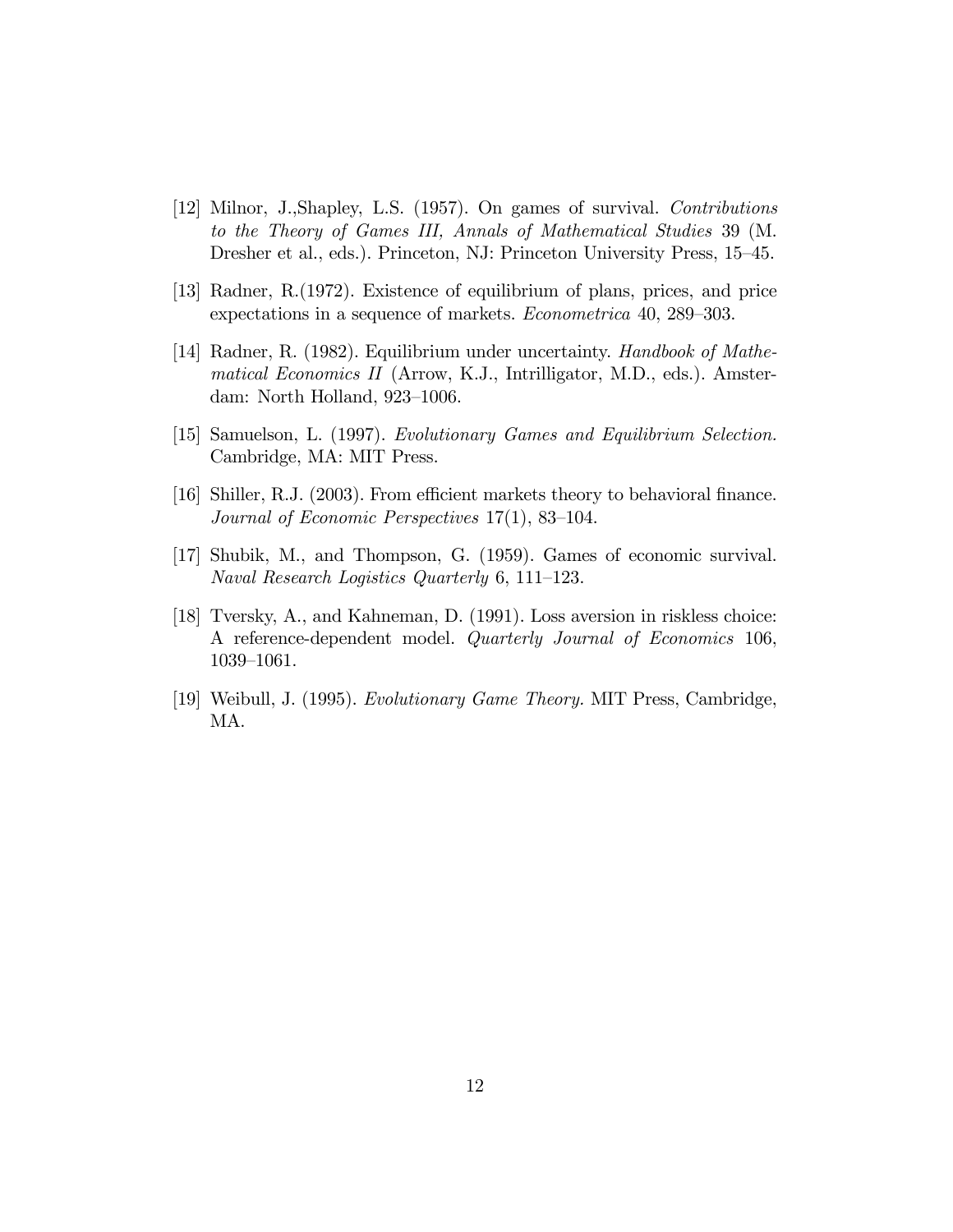[12] Milnor, J.,Shapley, L.S. (1957). On games of survival. *Contributions to the Theory of Games III, Annals of Mathematical Studies* 39 (M. Dresher et al., eds.). Princeton, NJ: Princeton University Press, 15–45.

[13] Radner, R.(1972). Existence of equilibrium of plans, prices, and price expectations in a sequence of markets. *Econometrica* 40, 289–303.

[14] Radner, R. (1982). Equilibrium under uncertainty. *Handbook of Mathematical Economics II* (Arrow, K.J., Intrilligator, M.D., eds.). Amsterdam: North Holland, 923–1006.

[15] Samuelson, L. (1997). *Evolutionary Games and Equilibrium Selection.* Cambridge, MA: MIT Press.

[16] Shiller, R.J. (2003). From efficient markets theory to behavioral finance. *Journal of Economic Perspectives* 17(1), 83–104.

[17] Shubik, M., and Thompson, G. (1959). Games of economic survival. *Naval Research Logistics Quarterly* 6, 111–123.

[18] Tversky, A., and Kahneman, D. (1991). Loss aversion in riskless choice: A reference-dependent model. *Quarterly Journal of Economics* 106, 1039–1061.

[19] Weibull, J. (1995). *Evolutionary Game Theory.* MIT Press, Cambridge, MA.